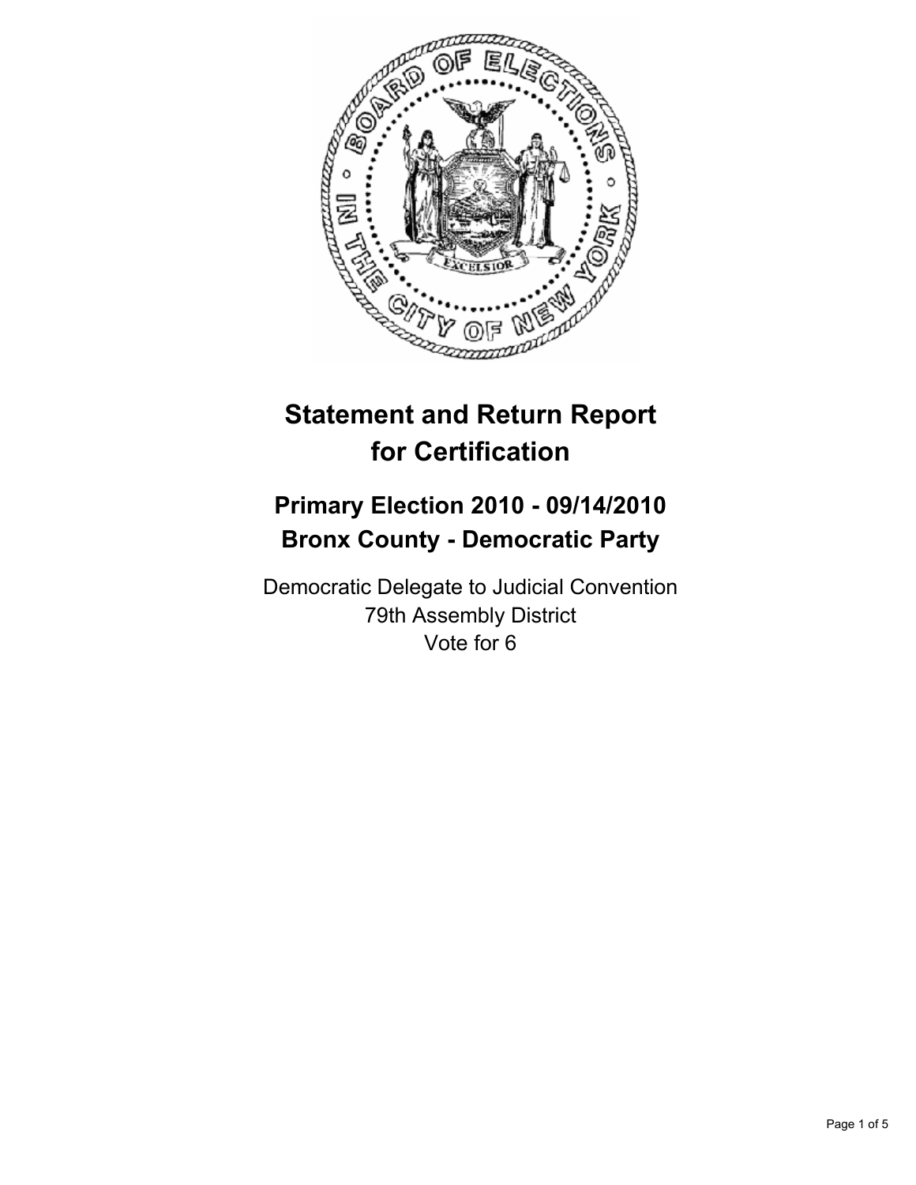# Statement and Return Report for Certification

## Primary Election 2010 - 09/14/2010
## Bronx County - Democratic Party

Democratic Delegate to Judicial Convention
79th Assembly District
Vote for 6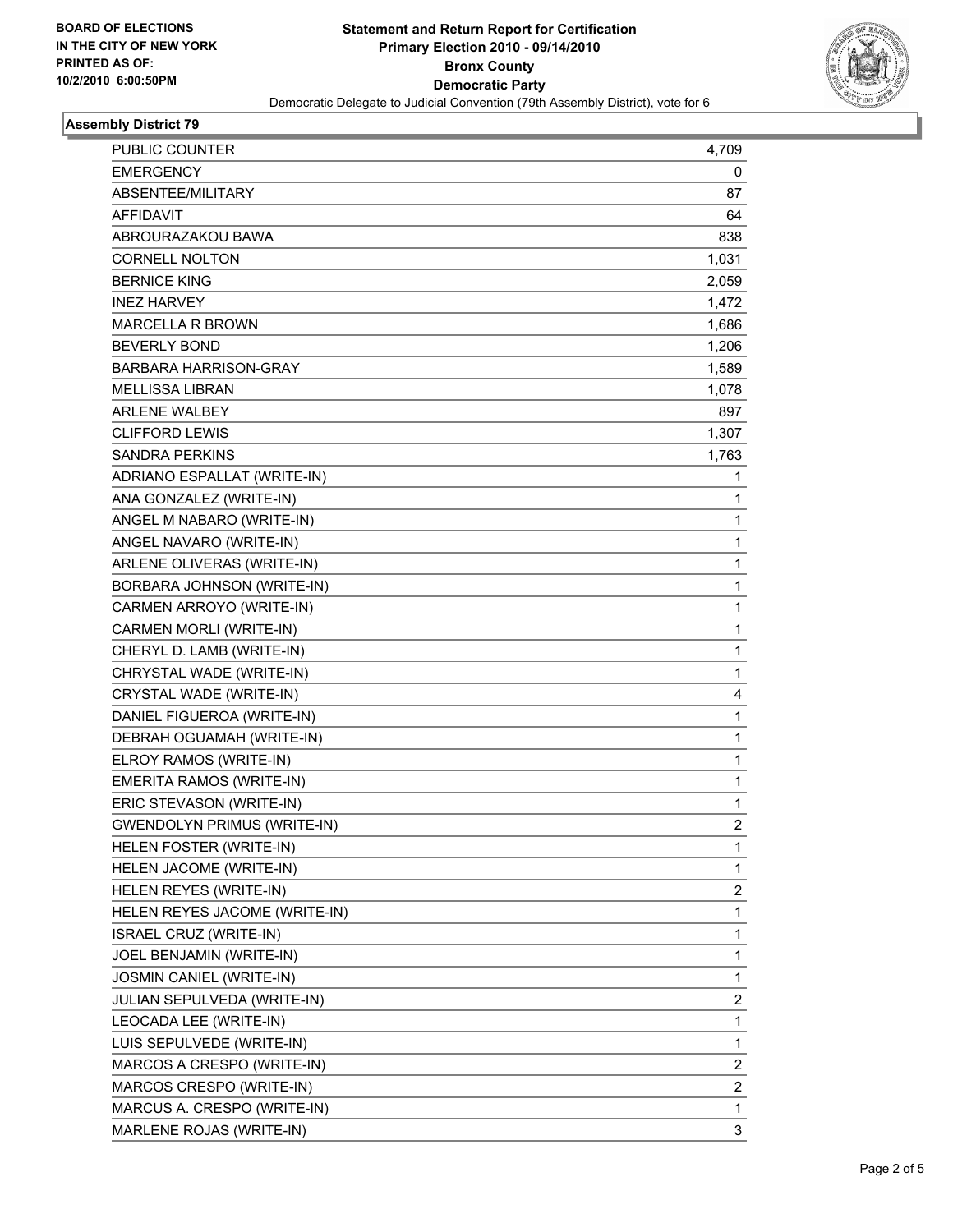**BOARD OF ELECTIONS IN THE CITY OF NEW YORK PRINTED AS OF: 10/2/2010 6:00:50PM**

# Statement and Return Report for Certification
## Primary Election 2010 - 09/14/2010
## Bronx County
## Democratic Party
### Democratic Delegate to Judicial Convention (79th Assembly District), vote for 6

### Assembly District 79

| | |
|---|---|
| PUBLIC COUNTER | 4,709 |
| EMERGENCY | 0 |
| ABSENTEE/MILITARY | 87 |
| AFFIDAVIT | 64 |
| ABROURAZAKOU BAWA | 838 |
| CORNELL NOLTON | 1,031 |
| BERNICE KING | 2,059 |
| INEZ HARVEY | 1,472 |
| MARCELLA R BROWN | 1,686 |
| BEVERLY BOND | 1,206 |
| BARBARA HARRISON-GRAY | 1,589 |
| MELLISSA LIBRAN | 1,078 |
| ARLENE WALBEY | 897 |
| CLIFFORD LEWIS | 1,307 |
| SANDRA PERKINS | 1,763 |
| ADRIANO ESPALLAT (WRITE-IN) | 1 |
| ANA GONZALEZ (WRITE-IN) | 1 |
| ANGEL M NABARO (WRITE-IN) | 1 |
| ANGEL NAVARO (WRITE-IN) | 1 |
| ARLENE OLIVERAS (WRITE-IN) | 1 |
| BORBARA JOHNSON (WRITE-IN) | 1 |
| CARMEN ARROYO (WRITE-IN) | 1 |
| CARMEN MORLI (WRITE-IN) | 1 |
| CHERYL D. LAMB (WRITE-IN) | 1 |
| CHRYSTAL WADE (WRITE-IN) | 1 |
| CRYSTAL WADE (WRITE-IN) | 4 |
| DANIEL FIGUEROA (WRITE-IN) | 1 |
| DEBRAH OGUAMAH (WRITE-IN) | 1 |
| ELROY RAMOS (WRITE-IN) | 1 |
| EMERITA RAMOS (WRITE-IN) | 1 |
| ERIC STEVASON (WRITE-IN) | 1 |
| GWENDOLYN PRIMUS (WRITE-IN) | 2 |
| HELEN FOSTER (WRITE-IN) | 1 |
| HELEN JACOME (WRITE-IN) | 1 |
| HELEN REYES (WRITE-IN) | 2 |
| HELEN REYES JACOME (WRITE-IN) | 1 |
| ISRAEL CRUZ (WRITE-IN) | 1 |
| JOEL BENJAMIN (WRITE-IN) | 1 |
| JOSMIN CANIEL (WRITE-IN) | 1 |
| JULIAN SEPULVEDA (WRITE-IN) | 2 |
| LEOCADA LEE (WRITE-IN) | 1 |
| LUIS SEPULVEDE (WRITE-IN) | 1 |
| MARCOS A CRESPO (WRITE-IN) | 2 |
| MARCOS CRESPO (WRITE-IN) | 2 |
| MARCUS A. CRESPO (WRITE-IN) | 1 |
| MARLENE ROJAS (WRITE-IN) | 3 |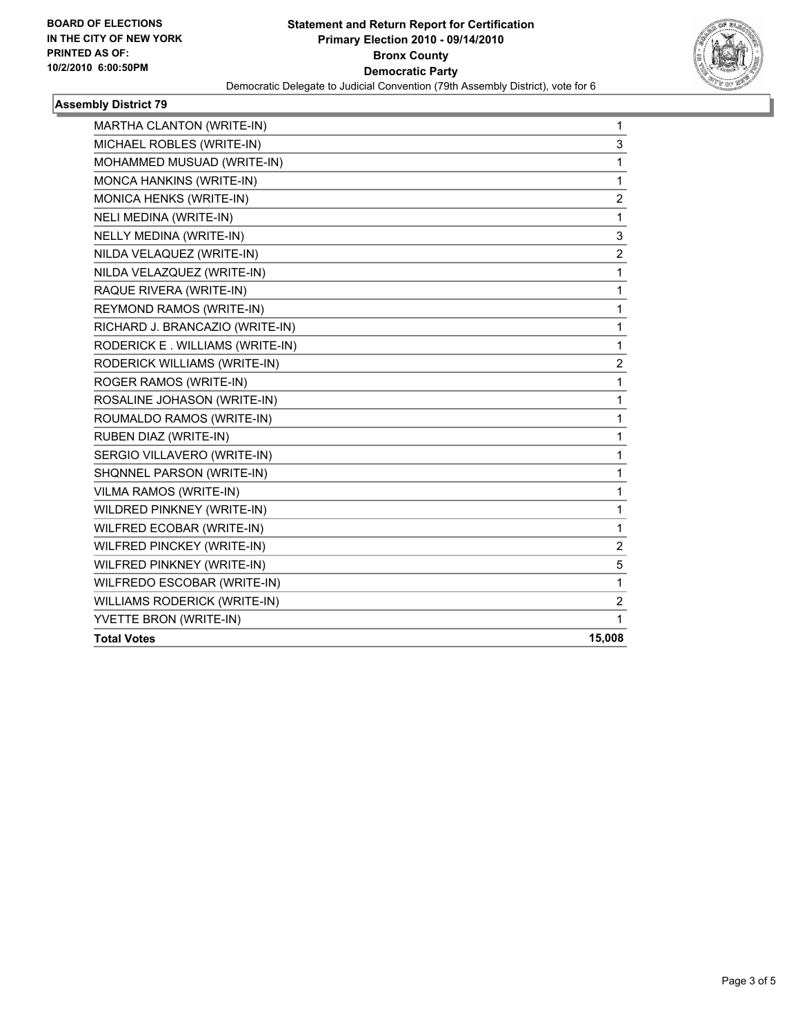**BOARD OF ELECTIONS IN THE CITY OF NEW YORK PRINTED AS OF: 10/2/2010 6:00:50PM**

**Statement and Return Report for Certification**
**Primary Election 2010 - 09/14/2010**
**Bronx County**
**Democratic Party**
Democratic Delegate to Judicial Convention (79th Assembly District), vote for 6

### Assembly District 79

| | |
|---|---|
| MARTHA CLANTON (WRITE-IN) | 1 |
| MICHAEL ROBLES (WRITE-IN) | 3 |
| MOHAMMED MUSUAD (WRITE-IN) | 1 |
| MONCA HANKINS (WRITE-IN) | 1 |
| MONICA HENKS (WRITE-IN) | 2 |
| NELI MEDINA (WRITE-IN) | 1 |
| NELLY MEDINA (WRITE-IN) | 3 |
| NILDA VELAQUEZ (WRITE-IN) | 2 |
| NILDA VELAZQUEZ (WRITE-IN) | 1 |
| RAQUE RIVERA (WRITE-IN) | 1 |
| REYMOND RAMOS (WRITE-IN) | 1 |
| RICHARD J. BRANCAZIO (WRITE-IN) | 1 |
| RODERICK E . WILLIAMS (WRITE-IN) | 1 |
| RODERICK WILLIAMS (WRITE-IN) | 2 |
| ROGER RAMOS (WRITE-IN) | 1 |
| ROSALINE JOHASON (WRITE-IN) | 1 |
| ROUMALDO RAMOS (WRITE-IN) | 1 |
| RUBEN DIAZ (WRITE-IN) | 1 |
| SERGIO VILLAVERO (WRITE-IN) | 1 |
| SHQNNEL PARSON (WRITE-IN) | 1 |
| VILMA RAMOS (WRITE-IN) | 1 |
| WILDRED PINKNEY (WRITE-IN) | 1 |
| WILFRED ECOBAR (WRITE-IN) | 1 |
| WILFRED PINCKEY (WRITE-IN) | 2 |
| WILFRED PINKNEY (WRITE-IN) | 5 |
| WILFREDO ESCOBAR (WRITE-IN) | 1 |
| WILLIAMS RODERICK (WRITE-IN) | 2 |
| YVETTE BRON (WRITE-IN) | 1 |
| **Total Votes** | **15,008** |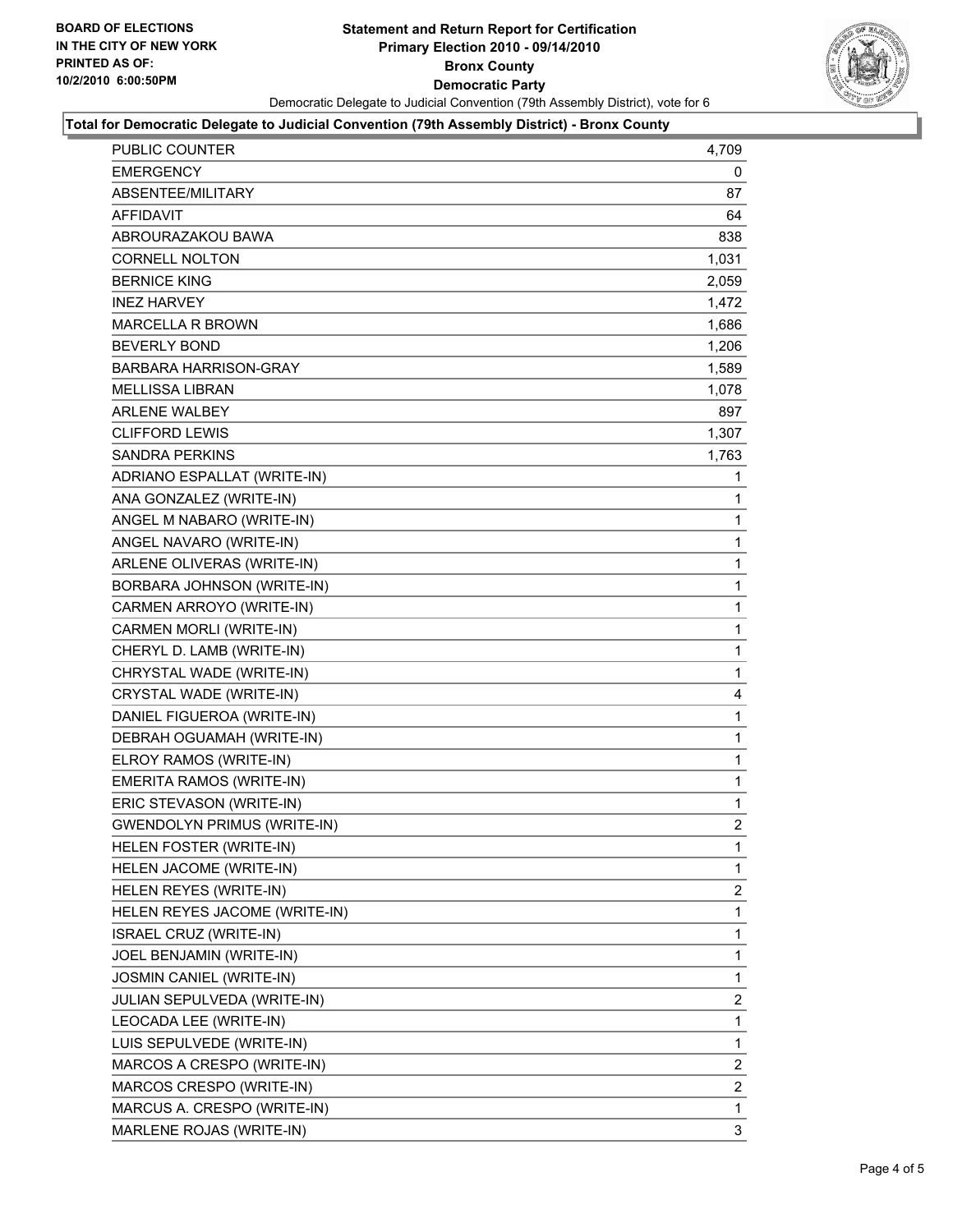**BOARD OF ELECTIONS IN THE CITY OF NEW YORK PRINTED AS OF: 10/2/2010 6:00:50PM**

# Statement and Return Report for Certification
## Primary Election 2010 - 09/14/2010
## Bronx County
## Democratic Party

Democratic Delegate to Judicial Convention (79th Assembly District), vote for 6

**Total for Democratic Delegate to Judicial Convention (79th Assembly District) - Bronx County**

| | |
|---|---|
| PUBLIC COUNTER | 4,709 |
| EMERGENCY | 0 |
| ABSENTEE/MILITARY | 87 |
| AFFIDAVIT | 64 |
| ABROURAZAKOU BAWA | 838 |
| CORNELL NOLTON | 1,031 |
| BERNICE KING | 2,059 |
| INEZ HARVEY | 1,472 |
| MARCELLA R BROWN | 1,686 |
| BEVERLY BOND | 1,206 |
| BARBARA HARRISON-GRAY | 1,589 |
| MELLISSA LIBRAN | 1,078 |
| ARLENE WALBEY | 897 |
| CLIFFORD LEWIS | 1,307 |
| SANDRA PERKINS | 1,763 |
| ADRIANO ESPALLAT (WRITE-IN) | 1 |
| ANA GONZALEZ (WRITE-IN) | 1 |
| ANGEL M NABARO (WRITE-IN) | 1 |
| ANGEL NAVARO (WRITE-IN) | 1 |
| ARLENE OLIVERAS (WRITE-IN) | 1 |
| BORBARA JOHNSON (WRITE-IN) | 1 |
| CARMEN ARROYO (WRITE-IN) | 1 |
| CARMEN MORLI (WRITE-IN) | 1 |
| CHERYL D. LAMB (WRITE-IN) | 1 |
| CHRYSTAL WADE (WRITE-IN) | 1 |
| CRYSTAL WADE (WRITE-IN) | 4 |
| DANIEL FIGUEROA (WRITE-IN) | 1 |
| DEBRAH OGUAMAH (WRITE-IN) | 1 |
| ELROY RAMOS (WRITE-IN) | 1 |
| EMERITA RAMOS (WRITE-IN) | 1 |
| ERIC STEVASON (WRITE-IN) | 1 |
| GWENDOLYN PRIMUS (WRITE-IN) | 2 |
| HELEN FOSTER (WRITE-IN) | 1 |
| HELEN JACOME (WRITE-IN) | 1 |
| HELEN REYES (WRITE-IN) | 2 |
| HELEN REYES JACOME (WRITE-IN) | 1 |
| ISRAEL CRUZ (WRITE-IN) | 1 |
| JOEL BENJAMIN (WRITE-IN) | 1 |
| JOSMIN CANIEL (WRITE-IN) | 1 |
| JULIAN SEPULVEDA (WRITE-IN) | 2 |
| LEOCADA LEE (WRITE-IN) | 1 |
| LUIS SEPULVEDE (WRITE-IN) | 1 |
| MARCOS A CRESPO (WRITE-IN) | 2 |
| MARCOS CRESPO (WRITE-IN) | 2 |
| MARCUS A. CRESPO (WRITE-IN) | 1 |
| MARLENE ROJAS (WRITE-IN) | 3 |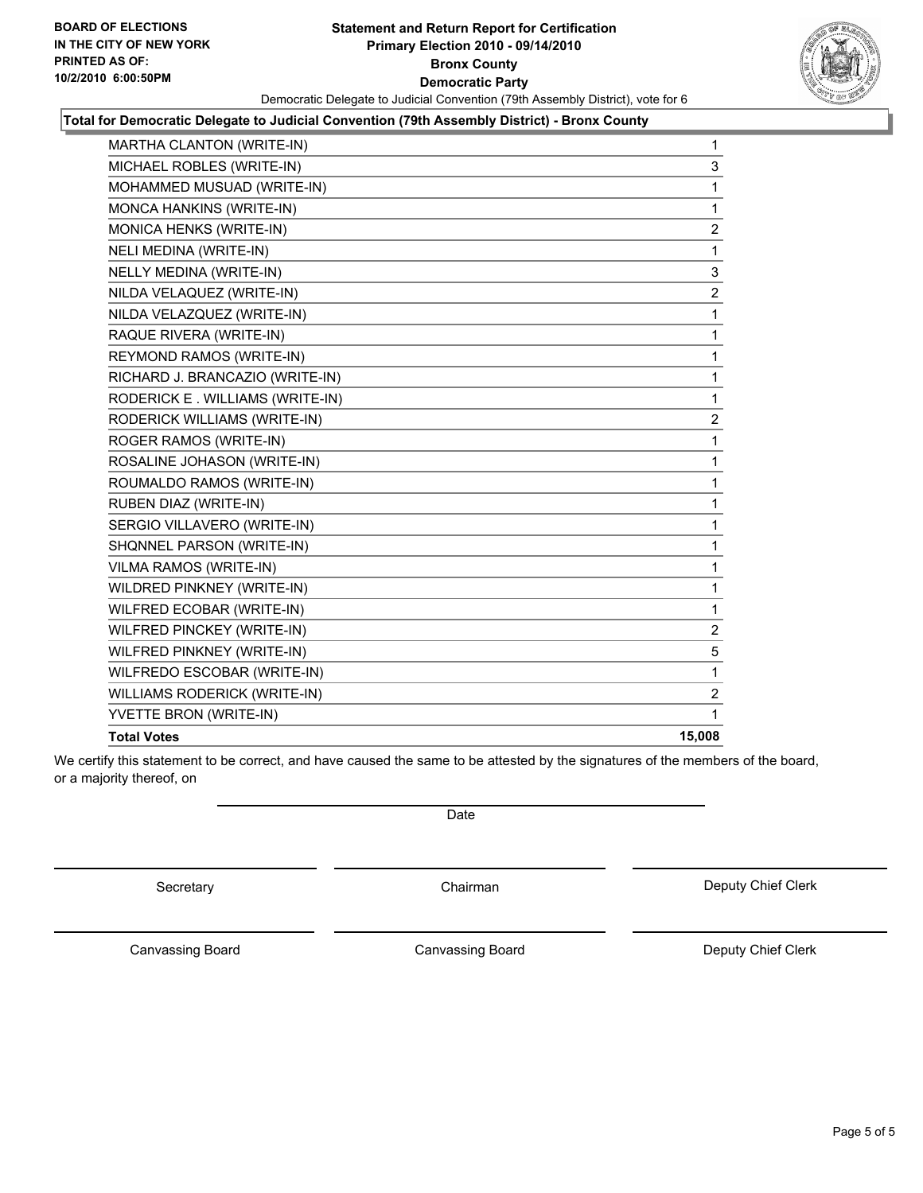**BOARD OF ELECTIONS IN THE CITY OF NEW YORK PRINTED AS OF: 10/2/2010 6:00:50PM**

# Statement and Return Report for Certification
## Primary Election 2010 - 09/14/2010
## Bronx County
## Democratic Party

Democratic Delegate to Judicial Convention (79th Assembly District), vote for 6

### Total for Democratic Delegate to Judicial Convention (79th Assembly District) - Bronx County

| | |
|---|---|
| MARTHA CLANTON (WRITE-IN) | 1 |
| MICHAEL ROBLES (WRITE-IN) | 3 |
| MOHAMMED MUSUAD (WRITE-IN) | 1 |
| MONCA HANKINS (WRITE-IN) | 1 |
| MONICA HENKS (WRITE-IN) | 2 |
| NELI MEDINA (WRITE-IN) | 1 |
| NELLY MEDINA (WRITE-IN) | 3 |
| NILDA VELAQUEZ (WRITE-IN) | 2 |
| NILDA VELAZQUEZ (WRITE-IN) | 1 |
| RAQUE RIVERA (WRITE-IN) | 1 |
| REYMOND RAMOS (WRITE-IN) | 1 |
| RICHARD J. BRANCAZIO (WRITE-IN) | 1 |
| RODERICK E . WILLIAMS (WRITE-IN) | 1 |
| RODERICK WILLIAMS (WRITE-IN) | 2 |
| ROGER RAMOS (WRITE-IN) | 1 |
| ROSALINE JOHASON (WRITE-IN) | 1 |
| ROUMALDO RAMOS (WRITE-IN) | 1 |
| RUBEN DIAZ (WRITE-IN) | 1 |
| SERGIO VILLAVERO (WRITE-IN) | 1 |
| SHQNNEL PARSON (WRITE-IN) | 1 |
| VILMA RAMOS (WRITE-IN) | 1 |
| WILDRED PINKNEY (WRITE-IN) | 1 |
| WILFRED ECOBAR (WRITE-IN) | 1 |
| WILFRED PINCKEY (WRITE-IN) | 2 |
| WILFRED PINKNEY (WRITE-IN) | 5 |
| WILFREDO ESCOBAR (WRITE-IN) | 1 |
| WILLIAMS RODERICK (WRITE-IN) | 2 |
| YVETTE BRON (WRITE-IN) | 1 |
| **Total Votes** | **15,008** |

We certify this statement to be correct, and have caused the same to be attested by the signatures of the members of the board, or a majority thereof, on

Date

Secretary | Chairman | Deputy Chief Clerk

Canvassing Board | Canvassing Board | Deputy Chief Clerk